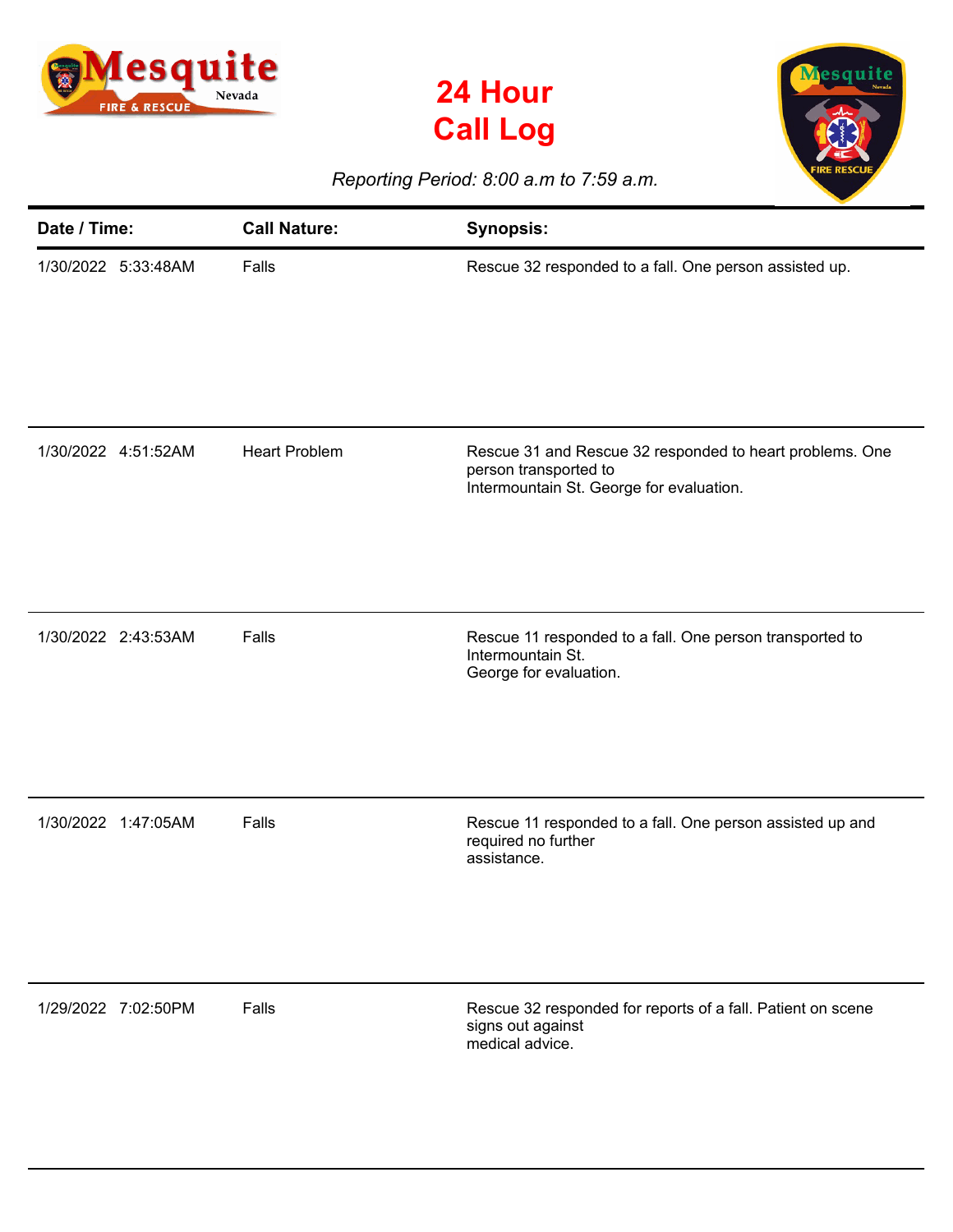# 24 Hour Call Log

*Reporting Period: 8:00 a.m to 7:59 a.m.*

| Date / Time: | Call Nature: | Synopsis: |
|---|---|---|
| 1/30/2022 5:33:48AM | Falls | Rescue 32 responded to a fall. One person assisted up. |
| 1/30/2022 4:51:52AM | Heart Problem | Rescue 31 and Rescue 32 responded to heart problems. One person transported to Intermountain St. George for evaluation. |
| 1/30/2022 2:43:53AM | Falls | Rescue 11 responded to a fall. One person transported to Intermountain St. George for evaluation. |
| 1/30/2022 1:47:05AM | Falls | Rescue 11 responded to a fall. One person assisted up and required no further assistance. |
| 1/29/2022 7:02:50PM | Falls | Rescue 32 responded for reports of a fall. Patient on scene signs out against medical advice. |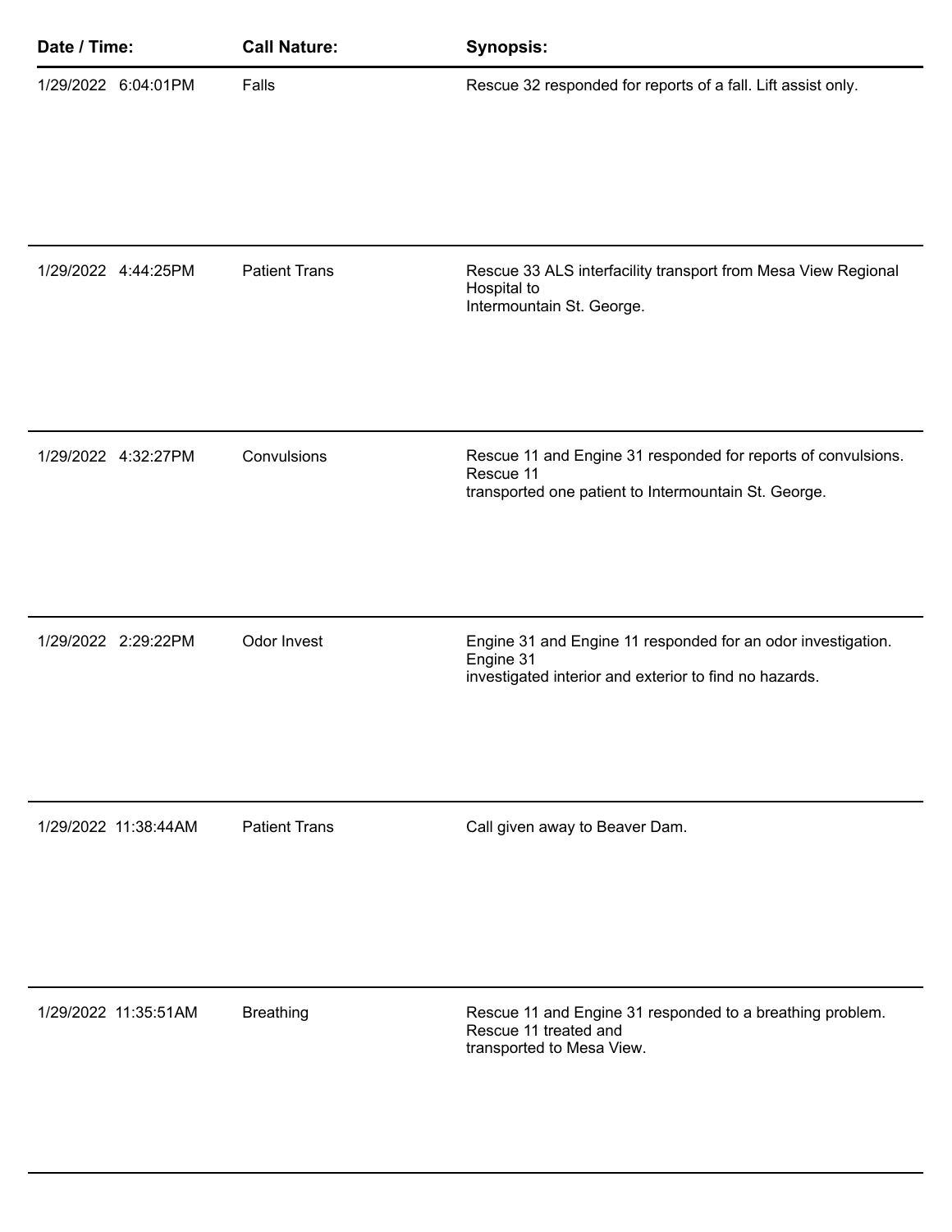| Date / Time: | Call Nature: | Synopsis: |
| --- | --- | --- |
| 1/29/2022 6:04:01PM | Falls | Rescue 32 responded for reports of a fall. Lift assist only. |
| 1/29/2022 4:44:25PM | Patient Trans | Rescue 33 ALS interfacility transport from Mesa View Regional Hospital to Intermountain St. George. |
| 1/29/2022 4:32:27PM | Convulsions | Rescue 11 and Engine 31 responded for reports of convulsions. Rescue 11 transported one patient to Intermountain St. George. |
| 1/29/2022 2:29:22PM | Odor Invest | Engine 31 and Engine 11 responded for an odor investigation. Engine 31 investigated interior and exterior to find no hazards. |
| 1/29/2022 11:38:44AM | Patient Trans | Call given away to Beaver Dam. |
| 1/29/2022 11:35:51AM | Breathing | Rescue 11 and Engine 31 responded to a breathing problem. Rescue 11 treated and transported to Mesa View. |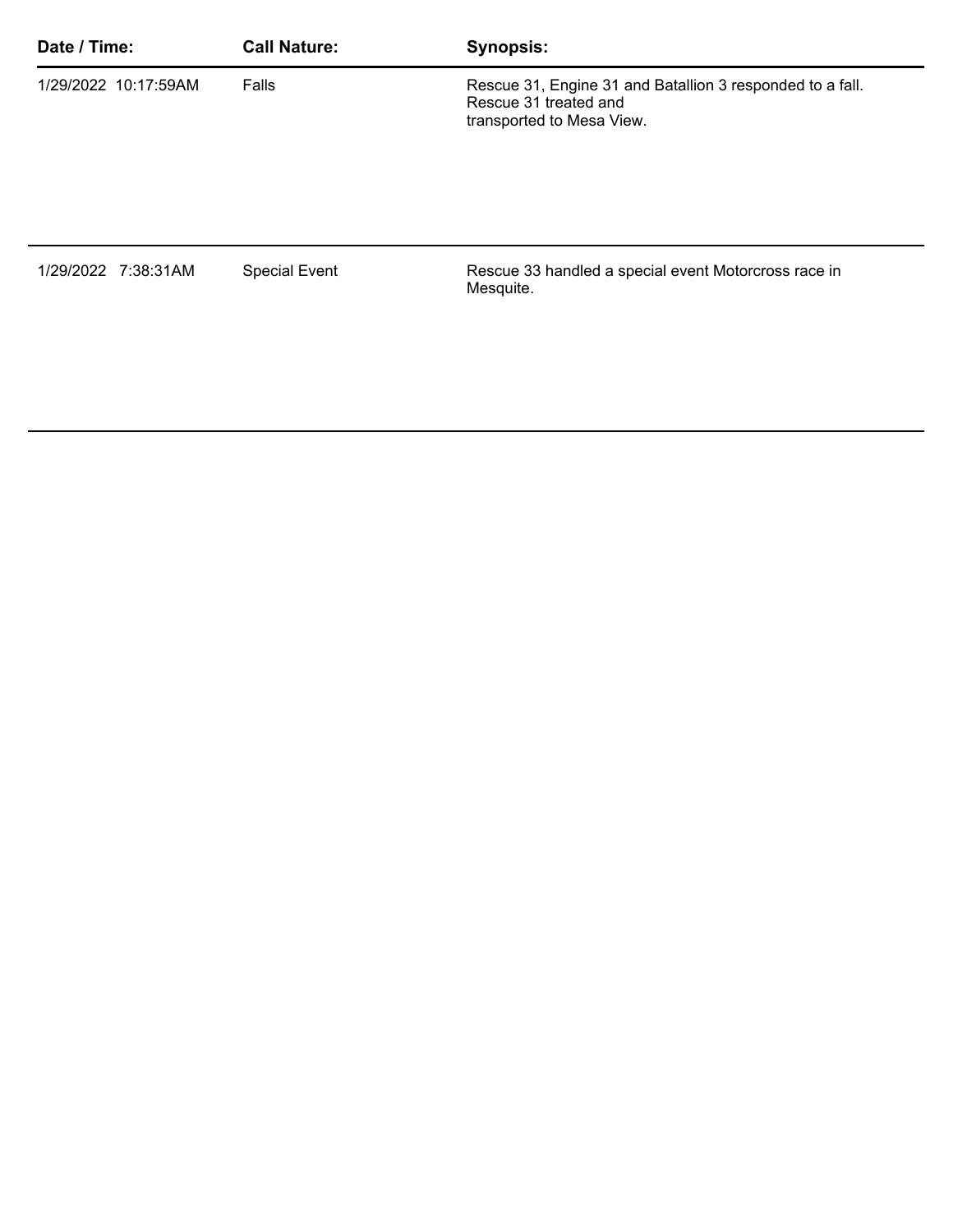| Date / Time: | Call Nature: | Synopsis: |
| --- | --- | --- |
| 1/29/2022 10:17:59AM | Falls | Rescue 31, Engine 31 and Batallion 3 responded to a fall. Rescue 31 treated and transported to Mesa View. |
| 1/29/2022 7:38:31AM | Special Event | Rescue 33 handled a special event Motorcross race in Mesquite. |